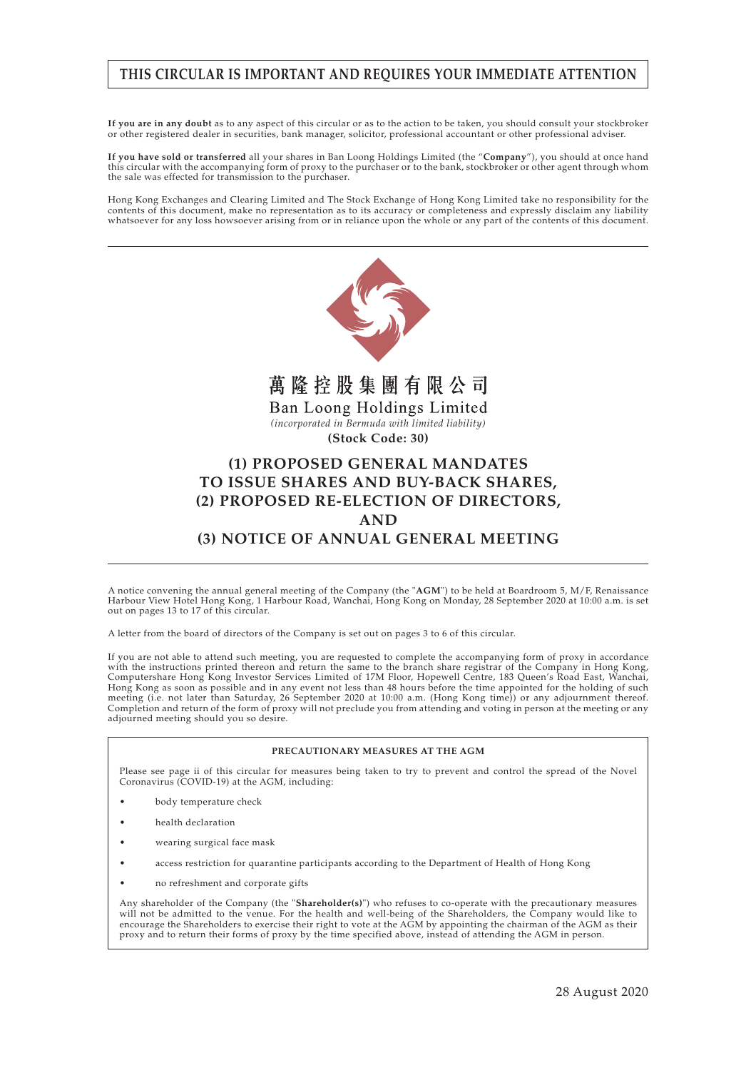**THIS CIRCULAR IS IMPORTANT AND REQUIRES YOUR IMMEDIATE ATTENTION**

**If you are in any doubt** as to any aspect of this circular or as to the action to be taken, you should consult your stockbroker or other registered dealer in securities, bank manager, solicitor, professional accountant or other professional adviser.

**If you have sold or transferred** all your shares in Ban Loong Holdings Limited (the "**Company**"), you should at once hand this circular with the accompanying form of proxy to the purchaser or to the bank, stockbroker or other agent through whom the sale was effected for transmission to the purchaser.

Hong Kong Exchanges and Clearing Limited and The Stock Exchange of Hong Kong Limited take no responsibility for the contents of this document, make no representation as to its accuracy or completeness and expressly disclaim any liability whatsoever for any loss howsoever arising from or in reliance upon the whole or any part of the contents of this document.

**萬隆控股集團有限公司**

**Ban Loong Holdings Limited**

*(incorporated in Bermuda with limited liability)*

**(Stock Code: 30)**

# (1) PROPOSED GENERAL MANDATES TO ISSUE SHARES AND BUY-BACK SHARES, (2) PROPOSED RE-ELECTION OF DIRECTORS, AND (3) NOTICE OF ANNUAL GENERAL MEETING

A notice convening the annual general meeting of the Company (the "**AGM**") to be held at Boardroom 5, M/F, Renaissance Harbour View Hotel Hong Kong, 1 Harbour Road, Wanchai, Hong Kong on Monday, 28 September 2020 at 10:00 a.m. is set out on pages 13 to 17 of this circular.

A letter from the board of directors of the Company is set out on pages 3 to 6 of this circular.

If you are not able to attend such meeting, you are requested to complete the accompanying form of proxy in accordance with the instructions printed thereon and return the same to the branch share registrar of the Company in Hong Kong, Computershare Hong Kong Investor Services Limited of 17M Floor, Hopewell Centre, 183 Queen's Road East, Wanchai, Hong Kong as soon as possible and in any event not less than 48 hours before the time appointed for the holding of such meeting (i.e. not later than Saturday, 26 September 2020 at 10:00 a.m. (Hong Kong time)) or any adjournment thereof. Completion and return of the form of proxy will not preclude you from attending and voting in person at the meeting or any adjourned meeting should you so desire.

**PRECAUTIONARY MEASURES AT THE AGM**

Please see page ii of this circular for measures being taken to try to prevent and control the spread of the Novel Coronavirus (COVID-19) at the AGM, including:

- body temperature check
- health declaration
- wearing surgical face mask
- access restriction for quarantine participants according to the Department of Health of Hong Kong
- no refreshment and corporate gifts

Any shareholder of the Company (the "**Shareholder(s)**") who refuses to co-operate with the precautionary measures will not be admitted to the venue. For the health and well-being of the Shareholders, the Company would like to encourage the Shareholders to exercise their right to vote at the AGM by appointing the chairman of the AGM as their proxy and to return their forms of proxy by the time specified above, instead of attending the AGM in person.

28 August 2020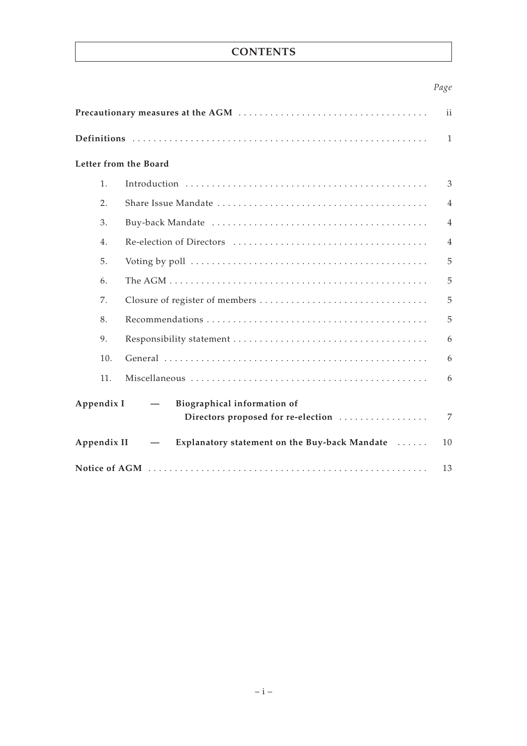# CONTENTS

| | Page |
|---|---|
| **Precautionary measures at the AGM** | ii |
| **Definitions** | 1 |
| **Letter from the Board** | |
| 1. Introduction | 3 |
| 2. Share Issue Mandate | 4 |
| 3. Buy-back Mandate | 4 |
| 4. Re-election of Directors | 4 |
| 5. Voting by poll | 5 |
| 6. The AGM | 5 |
| 7. Closure of register of members | 5 |
| 8. Recommendations | 5 |
| 9. Responsibility statement | 6 |
| 10. General | 6 |
| 11. Miscellaneous | 6 |
| **Appendix I — Biographical information of Directors proposed for re-election** | 7 |
| **Appendix II — Explanatory statement on the Buy-back Mandate** | 10 |
| **Notice of AGM** | 13 |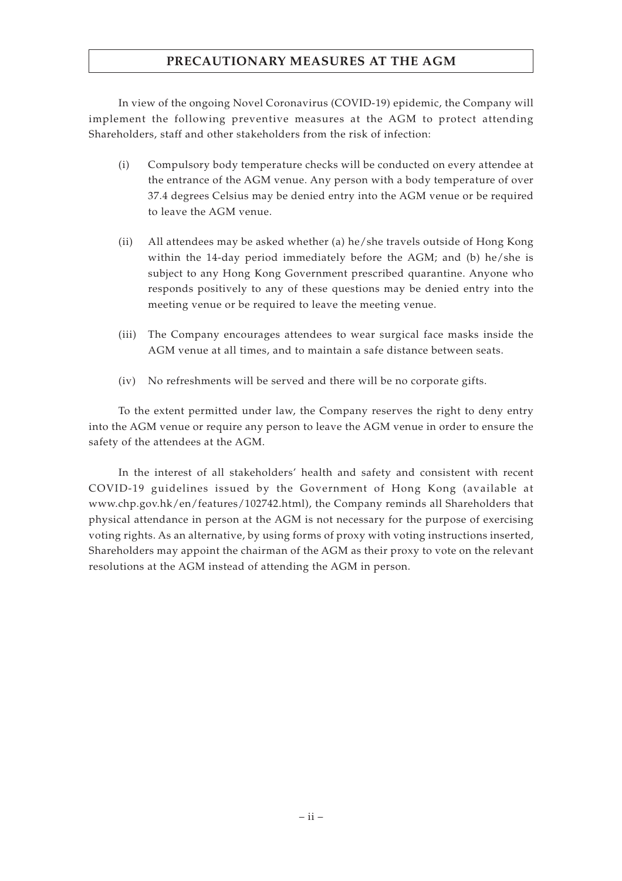# PRECAUTIONARY MEASURES AT THE AGM

In view of the ongoing Novel Coronavirus (COVID-19) epidemic, the Company will implement the following preventive measures at the AGM to protect attending Shareholders, staff and other stakeholders from the risk of infection:

(i) Compulsory body temperature checks will be conducted on every attendee at the entrance of the AGM venue. Any person with a body temperature of over 37.4 degrees Celsius may be denied entry into the AGM venue or be required to leave the AGM venue.

(ii) All attendees may be asked whether (a) he/she travels outside of Hong Kong within the 14-day period immediately before the AGM; and (b) he/she is subject to any Hong Kong Government prescribed quarantine. Anyone who responds positively to any of these questions may be denied entry into the meeting venue or be required to leave the meeting venue.

(iii) The Company encourages attendees to wear surgical face masks inside the AGM venue at all times, and to maintain a safe distance between seats.

(iv) No refreshments will be served and there will be no corporate gifts.

To the extent permitted under law, the Company reserves the right to deny entry into the AGM venue or require any person to leave the AGM venue in order to ensure the safety of the attendees at the AGM.

In the interest of all stakeholders' health and safety and consistent with recent COVID-19 guidelines issued by the Government of Hong Kong (available at www.chp.gov.hk/en/features/102742.html), the Company reminds all Shareholders that physical attendance in person at the AGM is not necessary for the purpose of exercising voting rights. As an alternative, by using forms of proxy with voting instructions inserted, Shareholders may appoint the chairman of the AGM as their proxy to vote on the relevant resolutions at the AGM instead of attending the AGM in person.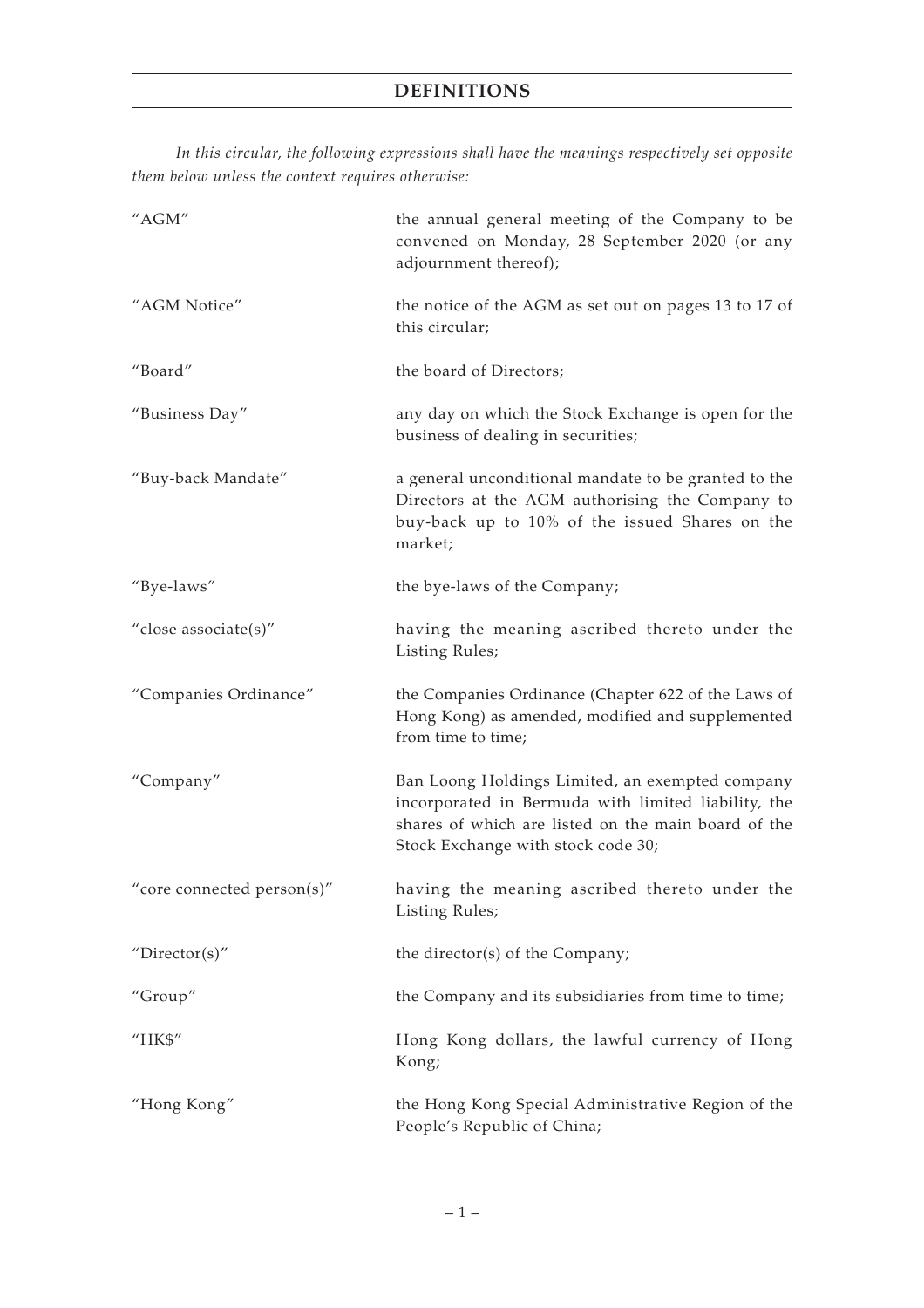# DEFINITIONS

*In this circular, the following expressions shall have the meanings respectively set opposite them below unless the context requires otherwise:*

| | |
|---|---|
| "AGM" | the annual general meeting of the Company to be convened on Monday, 28 September 2020 (or any adjournment thereof); |
| "AGM Notice" | the notice of the AGM as set out on pages 13 to 17 of this circular; |
| "Board" | the board of Directors; |
| "Business Day" | any day on which the Stock Exchange is open for the business of dealing in securities; |
| "Buy-back Mandate" | a general unconditional mandate to be granted to the Directors at the AGM authorising the Company to buy-back up to 10% of the issued Shares on the market; |
| "Bye-laws" | the bye-laws of the Company; |
| "close associate(s)" | having the meaning ascribed thereto under the Listing Rules; |
| "Companies Ordinance" | the Companies Ordinance (Chapter 622 of the Laws of Hong Kong) as amended, modified and supplemented from time to time; |
| "Company" | Ban Loong Holdings Limited, an exempted company incorporated in Bermuda with limited liability, the shares of which are listed on the main board of the Stock Exchange with stock code 30; |
| "core connected person(s)" | having the meaning ascribed thereto under the Listing Rules; |
| "Director(s)" | the director(s) of the Company; |
| "Group" | the Company and its subsidiaries from time to time; |
| "HK$" | Hong Kong dollars, the lawful currency of Hong Kong; |
| "Hong Kong" | the Hong Kong Special Administrative Region of the People's Republic of China; |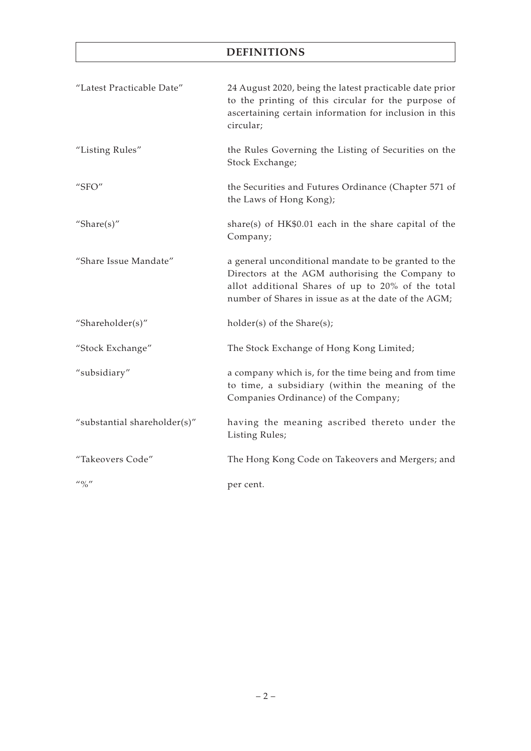# DEFINITIONS

| | |
|---|---|
| "Latest Practicable Date" | 24 August 2020, being the latest practicable date prior to the printing of this circular for the purpose of ascertaining certain information for inclusion in this circular; |
| "Listing Rules" | the Rules Governing the Listing of Securities on the Stock Exchange; |
| "SFO" | the Securities and Futures Ordinance (Chapter 571 of the Laws of Hong Kong); |
| "Share(s)" | share(s) of HK$0.01 each in the share capital of the Company; |
| "Share Issue Mandate" | a general unconditional mandate to be granted to the Directors at the AGM authorising the Company to allot additional Shares of up to 20% of the total number of Shares in issue as at the date of the AGM; |
| "Shareholder(s)" | holder(s) of the Share(s); |
| "Stock Exchange" | The Stock Exchange of Hong Kong Limited; |
| "subsidiary" | a company which is, for the time being and from time to time, a subsidiary (within the meaning of the Companies Ordinance) of the Company; |
| "substantial shareholder(s)" | having the meaning ascribed thereto under the Listing Rules; |
| "Takeovers Code" | The Hong Kong Code on Takeovers and Mergers; and |
| "%" | per cent. |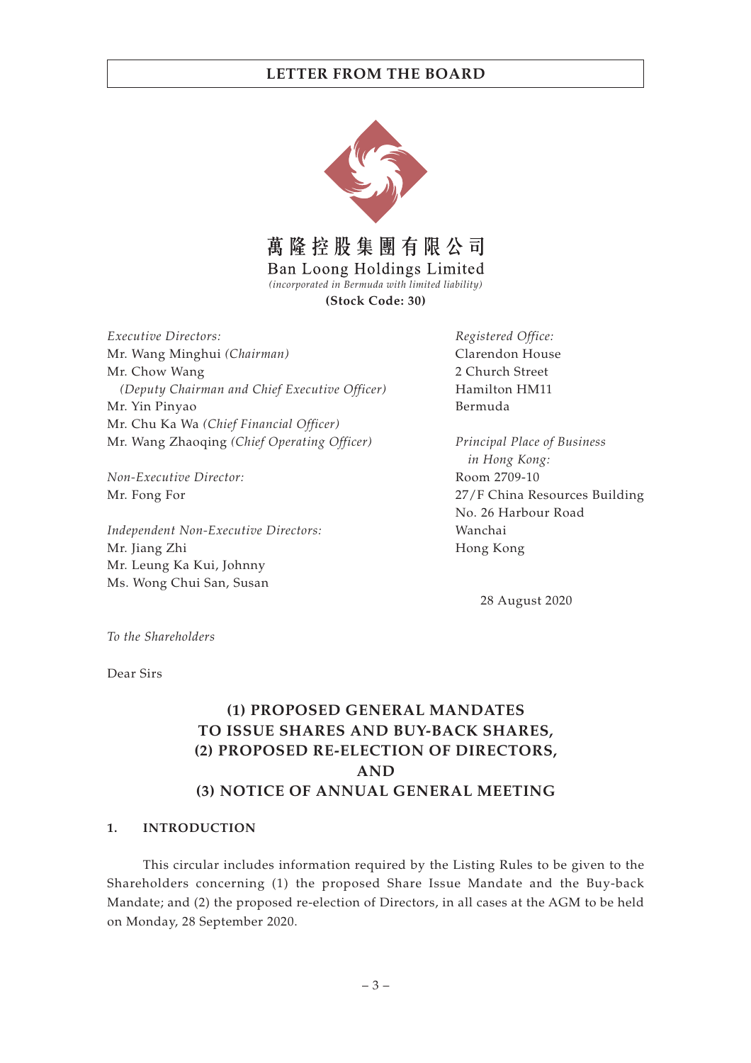萬隆控股集團有限公司

Ban Loong Holdings Limited

*(incorporated in Bermuda with limited liability)*

**(Stock Code: 30)**

*Executive Directors:*
Mr. Wang Minghui *(Chairman)*
Mr. Chow Wang
*(Deputy Chairman and Chief Executive Officer)*
Mr. Yin Pinyao
Mr. Chu Ka Wa *(Chief Financial Officer)*
Mr. Wang Zhaoqing *(Chief Operating Officer)*

*Non-Executive Director:*
Mr. Fong For

*Independent Non-Executive Directors:*
Mr. Jiang Zhi
Mr. Leung Ka Kui, Johnny
Ms. Wong Chui San, Susan

*Registered Office:*
Clarendon House
2 Church Street
Hamilton HM11
Bermuda

*Principal Place of Business in Hong Kong:*
Room 2709-10
27/F China Resources Building
No. 26 Harbour Road
Wanchai
Hong Kong

28 August 2020

*To the Shareholders*

Dear Sirs

**(1) PROPOSED GENERAL MANDATES TO ISSUE SHARES AND BUY-BACK SHARES, (2) PROPOSED RE-ELECTION OF DIRECTORS, AND (3) NOTICE OF ANNUAL GENERAL MEETING**

## 1. INTRODUCTION

This circular includes information required by the Listing Rules to be given to the Shareholders concerning (1) the proposed Share Issue Mandate and the Buy-back Mandate; and (2) the proposed re-election of Directors, in all cases at the AGM to be held on Monday, 28 September 2020.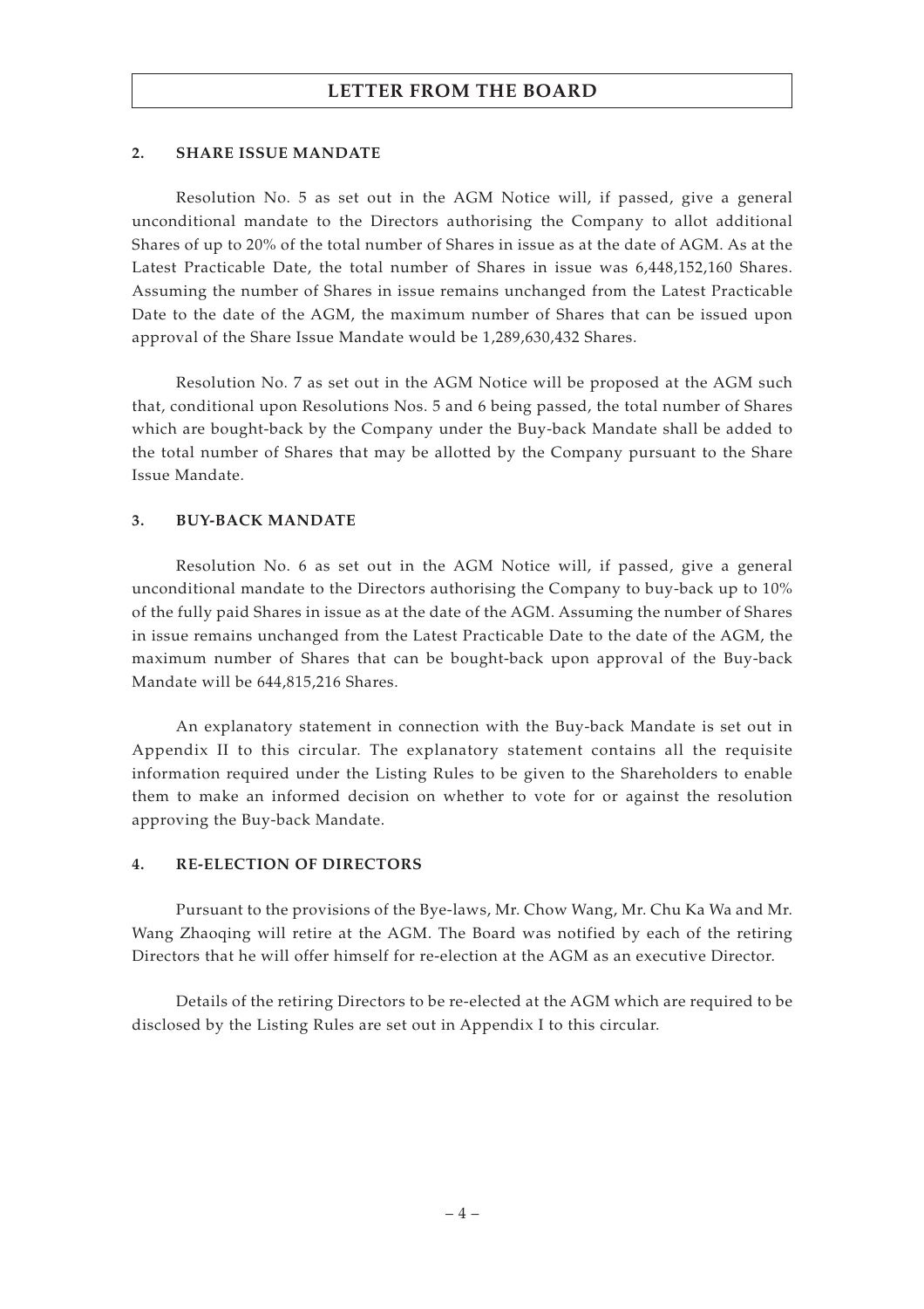## 2. SHARE ISSUE MANDATE

Resolution No. 5 as set out in the AGM Notice will, if passed, give a general unconditional mandate to the Directors authorising the Company to allot additional Shares of up to 20% of the total number of Shares in issue as at the date of AGM. As at the Latest Practicable Date, the total number of Shares in issue was 6,448,152,160 Shares. Assuming the number of Shares in issue remains unchanged from the Latest Practicable Date to the date of the AGM, the maximum number of Shares that can be issued upon approval of the Share Issue Mandate would be 1,289,630,432 Shares.

Resolution No. 7 as set out in the AGM Notice will be proposed at the AGM such that, conditional upon Resolutions Nos. 5 and 6 being passed, the total number of Shares which are bought-back by the Company under the Buy-back Mandate shall be added to the total number of Shares that may be allotted by the Company pursuant to the Share Issue Mandate.

## 3. BUY-BACK MANDATE

Resolution No. 6 as set out in the AGM Notice will, if passed, give a general unconditional mandate to the Directors authorising the Company to buy-back up to 10% of the fully paid Shares in issue as at the date of the AGM. Assuming the number of Shares in issue remains unchanged from the Latest Practicable Date to the date of the AGM, the maximum number of Shares that can be bought-back upon approval of the Buy-back Mandate will be 644,815,216 Shares.

An explanatory statement in connection with the Buy-back Mandate is set out in Appendix II to this circular. The explanatory statement contains all the requisite information required under the Listing Rules to be given to the Shareholders to enable them to make an informed decision on whether to vote for or against the resolution approving the Buy-back Mandate.

## 4. RE-ELECTION OF DIRECTORS

Pursuant to the provisions of the Bye-laws, Mr. Chow Wang, Mr. Chu Ka Wa and Mr. Wang Zhaoqing will retire at the AGM. The Board was notified by each of the retiring Directors that he will offer himself for re-election at the AGM as an executive Director.

Details of the retiring Directors to be re-elected at the AGM which are required to be disclosed by the Listing Rules are set out in Appendix I to this circular.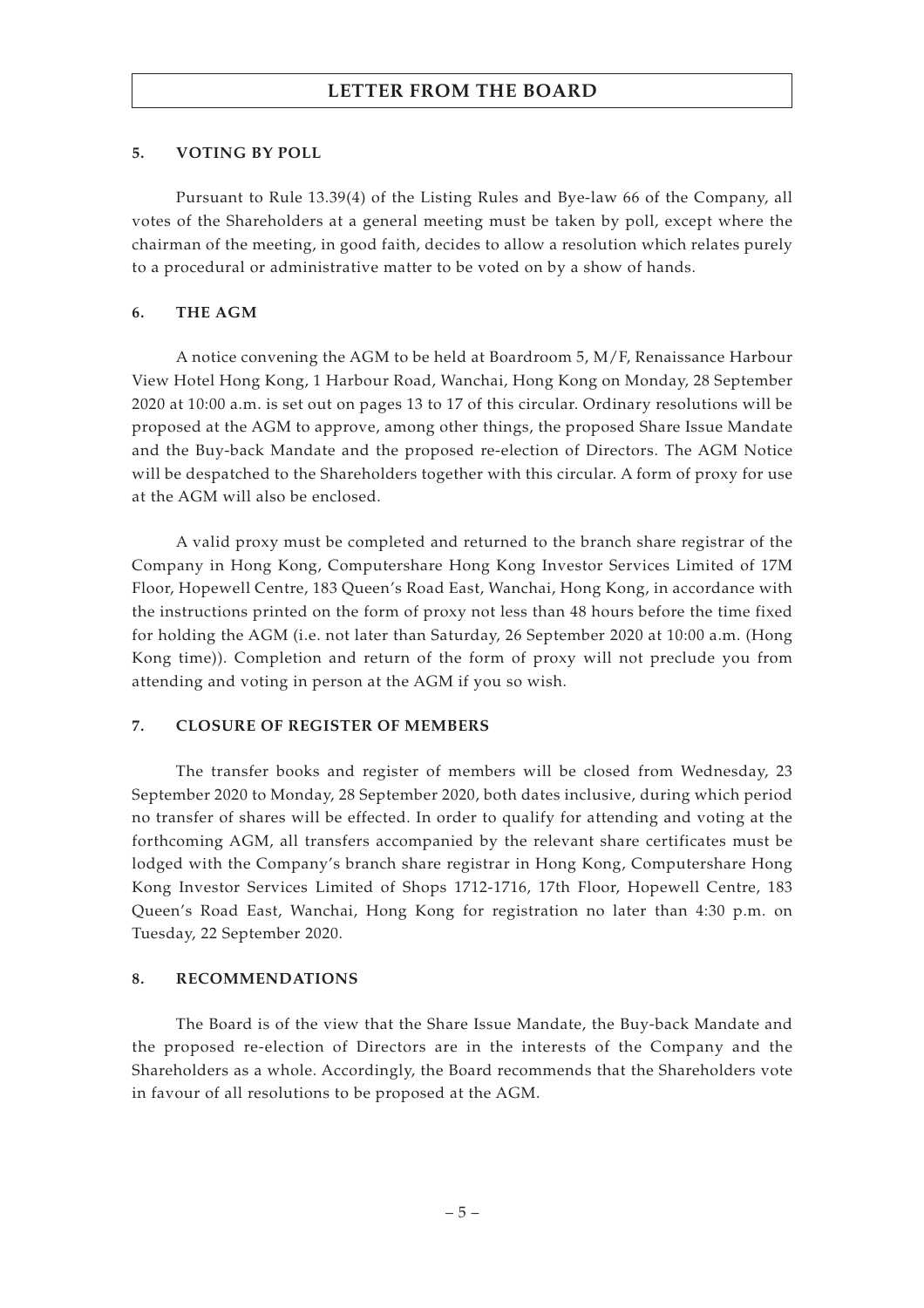# LETTER FROM THE BOARD

## 5. VOTING BY POLL

Pursuant to Rule 13.39(4) of the Listing Rules and Bye-law 66 of the Company, all votes of the Shareholders at a general meeting must be taken by poll, except where the chairman of the meeting, in good faith, decides to allow a resolution which relates purely to a procedural or administrative matter to be voted on by a show of hands.

## 6. THE AGM

A notice convening the AGM to be held at Boardroom 5, M/F, Renaissance Harbour View Hotel Hong Kong, 1 Harbour Road, Wanchai, Hong Kong on Monday, 28 September 2020 at 10:00 a.m. is set out on pages 13 to 17 of this circular. Ordinary resolutions will be proposed at the AGM to approve, among other things, the proposed Share Issue Mandate and the Buy-back Mandate and the proposed re-election of Directors. The AGM Notice will be despatched to the Shareholders together with this circular. A form of proxy for use at the AGM will also be enclosed.

A valid proxy must be completed and returned to the branch share registrar of the Company in Hong Kong, Computershare Hong Kong Investor Services Limited of 17M Floor, Hopewell Centre, 183 Queen's Road East, Wanchai, Hong Kong, in accordance with the instructions printed on the form of proxy not less than 48 hours before the time fixed for holding the AGM (i.e. not later than Saturday, 26 September 2020 at 10:00 a.m. (Hong Kong time)). Completion and return of the form of proxy will not preclude you from attending and voting in person at the AGM if you so wish.

## 7. CLOSURE OF REGISTER OF MEMBERS

The transfer books and register of members will be closed from Wednesday, 23 September 2020 to Monday, 28 September 2020, both dates inclusive, during which period no transfer of shares will be effected. In order to qualify for attending and voting at the forthcoming AGM, all transfers accompanied by the relevant share certificates must be lodged with the Company's branch share registrar in Hong Kong, Computershare Hong Kong Investor Services Limited of Shops 1712-1716, 17th Floor, Hopewell Centre, 183 Queen's Road East, Wanchai, Hong Kong for registration no later than 4:30 p.m. on Tuesday, 22 September 2020.

## 8. RECOMMENDATIONS

The Board is of the view that the Share Issue Mandate, the Buy-back Mandate and the proposed re-election of Directors are in the interests of the Company and the Shareholders as a whole. Accordingly, the Board recommends that the Shareholders vote in favour of all resolutions to be proposed at the AGM.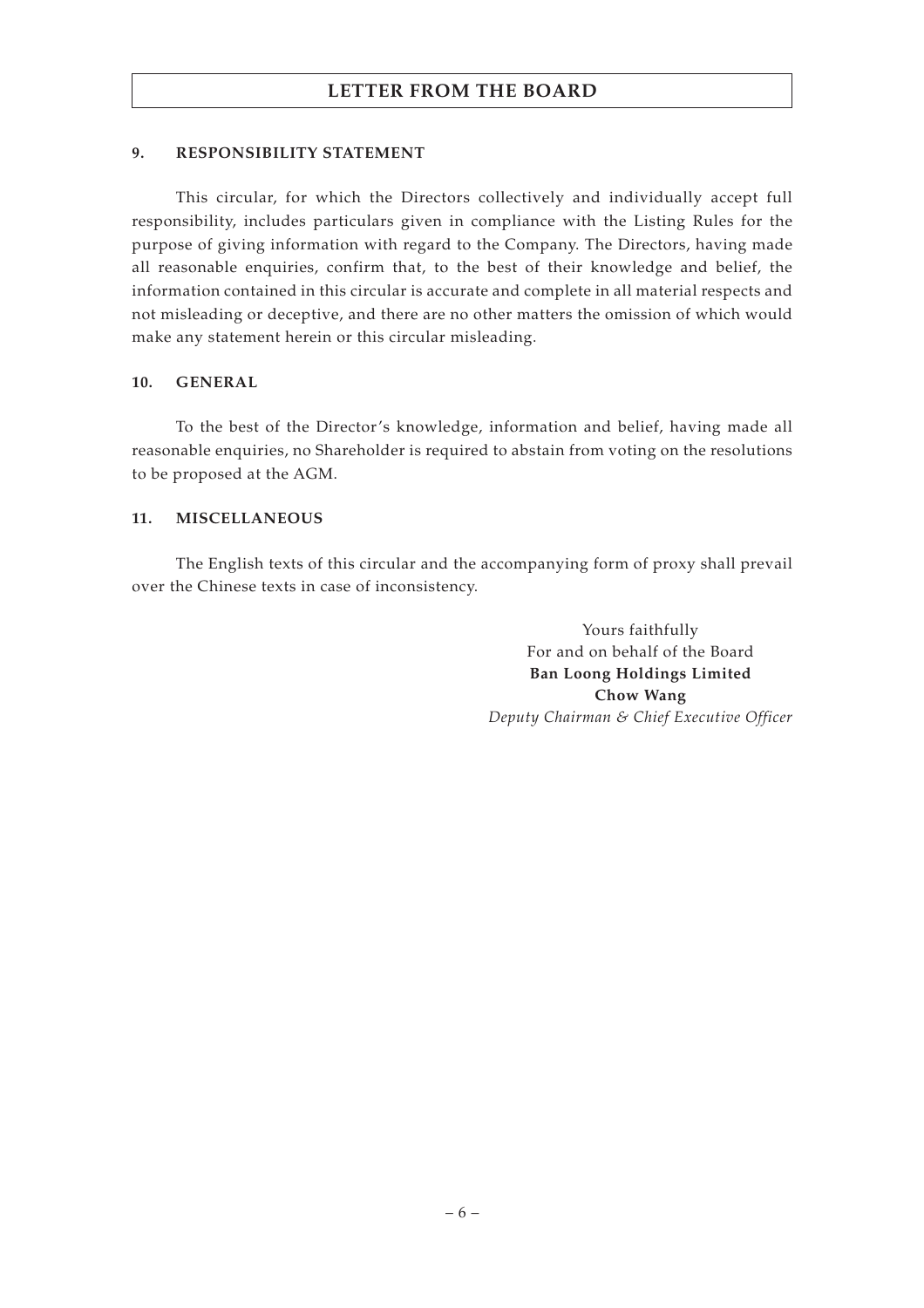# LETTER FROM THE BOARD

## 9. RESPONSIBILITY STATEMENT

This circular, for which the Directors collectively and individually accept full responsibility, includes particulars given in compliance with the Listing Rules for the purpose of giving information with regard to the Company. The Directors, having made all reasonable enquiries, confirm that, to the best of their knowledge and belief, the information contained in this circular is accurate and complete in all material respects and not misleading or deceptive, and there are no other matters the omission of which would make any statement herein or this circular misleading.

## 10. GENERAL

To the best of the Director's knowledge, information and belief, having made all reasonable enquiries, no Shareholder is required to abstain from voting on the resolutions to be proposed at the AGM.

## 11. MISCELLANEOUS

The English texts of this circular and the accompanying form of proxy shall prevail over the Chinese texts in case of inconsistency.

Yours faithfully
For and on behalf of the Board
**Ban Loong Holdings Limited**
**Chow Wang**
*Deputy Chairman & Chief Executive Officer*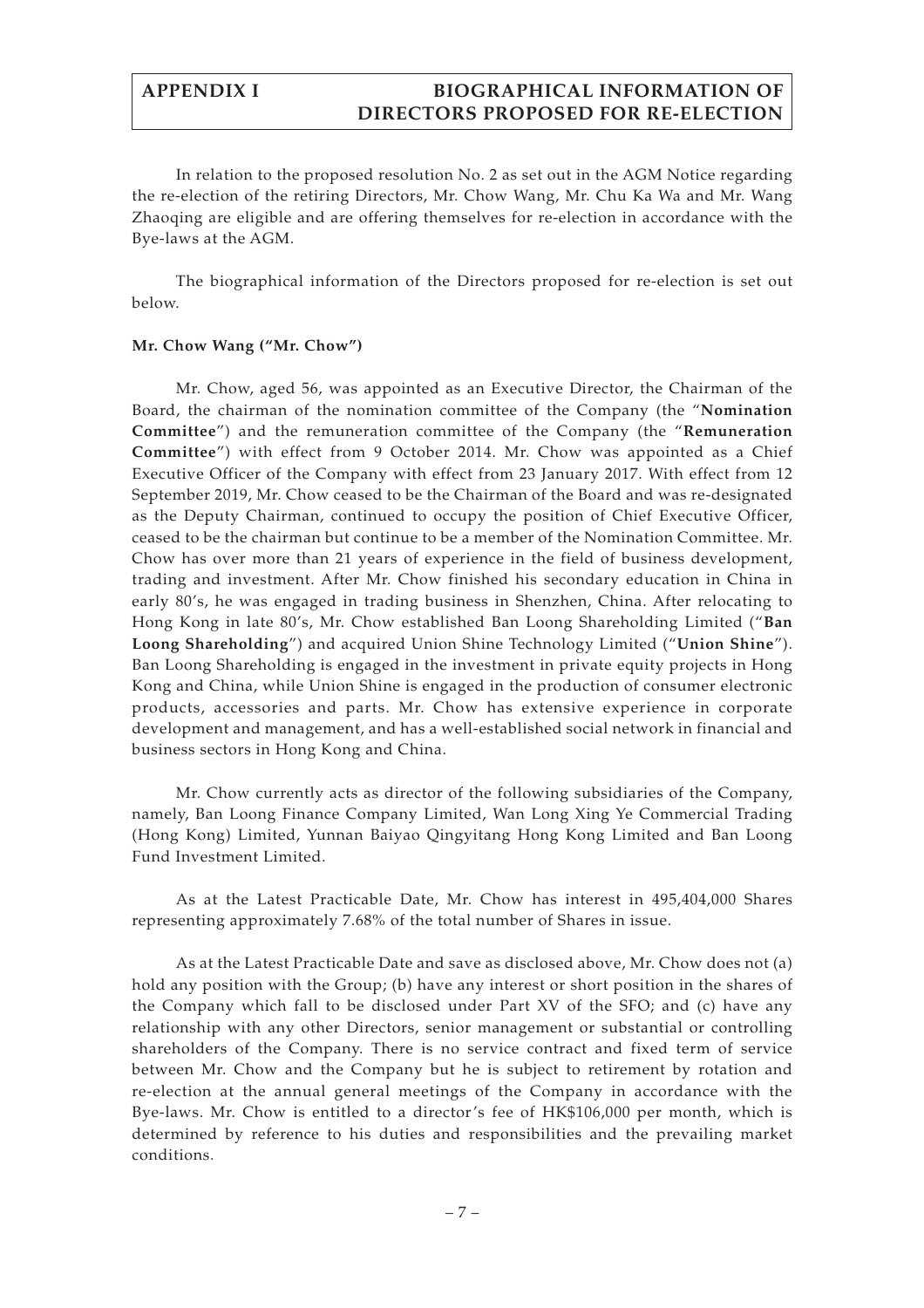# APPENDIX I — BIOGRAPHICAL INFORMATION OF DIRECTORS PROPOSED FOR RE-ELECTION

In relation to the proposed resolution No. 2 as set out in the AGM Notice regarding the re-election of the retiring Directors, Mr. Chow Wang, Mr. Chu Ka Wa and Mr. Wang Zhaoqing are eligible and are offering themselves for re-election in accordance with the Bye-laws at the AGM.

The biographical information of the Directors proposed for re-election is set out below.

**Mr. Chow Wang ("Mr. Chow")**

Mr. Chow, aged 56, was appointed as an Executive Director, the Chairman of the Board, the chairman of the nomination committee of the Company (the "**Nomination Committee**") and the remuneration committee of the Company (the "**Remuneration Committee**") with effect from 9 October 2014. Mr. Chow was appointed as a Chief Executive Officer of the Company with effect from 23 January 2017. With effect from 12 September 2019, Mr. Chow ceased to be the Chairman of the Board and was re-designated as the Deputy Chairman, continued to occupy the position of Chief Executive Officer, ceased to be the chairman but continue to be a member of the Nomination Committee. Mr. Chow has over more than 21 years of experience in the field of business development, trading and investment. After Mr. Chow finished his secondary education in China in early 80's, he was engaged in trading business in Shenzhen, China. After relocating to Hong Kong in late 80's, Mr. Chow established Ban Loong Shareholding Limited ("**Ban Loong Shareholding**") and acquired Union Shine Technology Limited ("**Union Shine**"). Ban Loong Shareholding is engaged in the investment in private equity projects in Hong Kong and China, while Union Shine is engaged in the production of consumer electronic products, accessories and parts. Mr. Chow has extensive experience in corporate development and management, and has a well-established social network in financial and business sectors in Hong Kong and China.

Mr. Chow currently acts as director of the following subsidiaries of the Company, namely, Ban Loong Finance Company Limited, Wan Long Xing Ye Commercial Trading (Hong Kong) Limited, Yunnan Baiyao Qingyitang Hong Kong Limited and Ban Loong Fund Investment Limited.

As at the Latest Practicable Date, Mr. Chow has interest in 495,404,000 Shares representing approximately 7.68% of the total number of Shares in issue.

As at the Latest Practicable Date and save as disclosed above, Mr. Chow does not (a) hold any position with the Group; (b) have any interest or short position in the shares of the Company which fall to be disclosed under Part XV of the SFO; and (c) have any relationship with any other Directors, senior management or substantial or controlling shareholders of the Company. There is no service contract and fixed term of service between Mr. Chow and the Company but he is subject to retirement by rotation and re-election at the annual general meetings of the Company in accordance with the Bye-laws. Mr. Chow is entitled to a director's fee of HK$106,000 per month, which is determined by reference to his duties and responsibilities and the prevailing market conditions.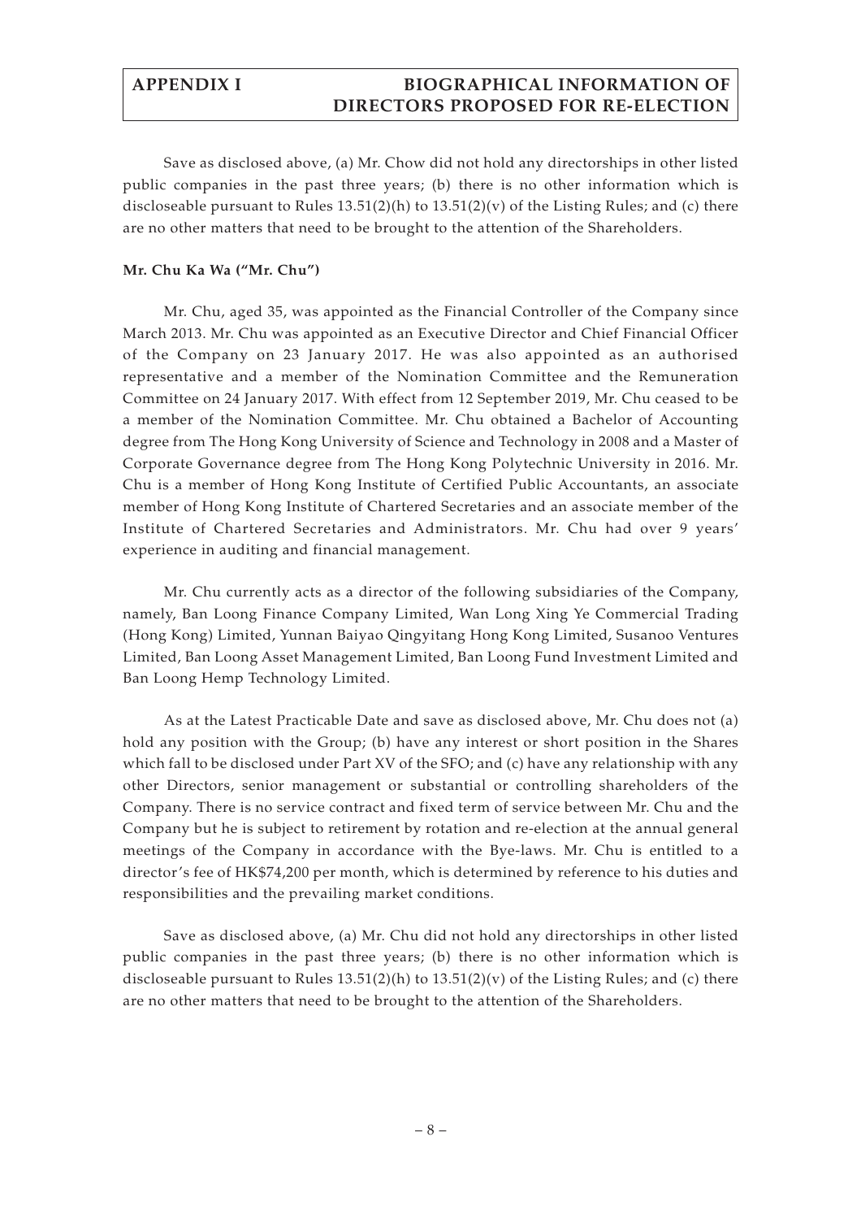Save as disclosed above, (a) Mr. Chow did not hold any directorships in other listed public companies in the past three years; (b) there is no other information which is discloseable pursuant to Rules 13.51(2)(h) to 13.51(2)(v) of the Listing Rules; and (c) there are no other matters that need to be brought to the attention of the Shareholders.

**Mr. Chu Ka Wa ("Mr. Chu")**

Mr. Chu, aged 35, was appointed as the Financial Controller of the Company since March 2013. Mr. Chu was appointed as an Executive Director and Chief Financial Officer of the Company on 23 January 2017. He was also appointed as an authorised representative and a member of the Nomination Committee and the Remuneration Committee on 24 January 2017. With effect from 12 September 2019, Mr. Chu ceased to be a member of the Nomination Committee. Mr. Chu obtained a Bachelor of Accounting degree from The Hong Kong University of Science and Technology in 2008 and a Master of Corporate Governance degree from The Hong Kong Polytechnic University in 2016. Mr. Chu is a member of Hong Kong Institute of Certified Public Accountants, an associate member of Hong Kong Institute of Chartered Secretaries and an associate member of the Institute of Chartered Secretaries and Administrators. Mr. Chu had over 9 years' experience in auditing and financial management.

Mr. Chu currently acts as a director of the following subsidiaries of the Company, namely, Ban Loong Finance Company Limited, Wan Long Xing Ye Commercial Trading (Hong Kong) Limited, Yunnan Baiyao Qingyitang Hong Kong Limited, Susanoo Ventures Limited, Ban Loong Asset Management Limited, Ban Loong Fund Investment Limited and Ban Loong Hemp Technology Limited.

As at the Latest Practicable Date and save as disclosed above, Mr. Chu does not (a) hold any position with the Group; (b) have any interest or short position in the Shares which fall to be disclosed under Part XV of the SFO; and (c) have any relationship with any other Directors, senior management or substantial or controlling shareholders of the Company. There is no service contract and fixed term of service between Mr. Chu and the Company but he is subject to retirement by rotation and re-election at the annual general meetings of the Company in accordance with the Bye-laws. Mr. Chu is entitled to a director's fee of HK$74,200 per month, which is determined by reference to his duties and responsibilities and the prevailing market conditions.

Save as disclosed above, (a) Mr. Chu did not hold any directorships in other listed public companies in the past three years; (b) there is no other information which is discloseable pursuant to Rules 13.51(2)(h) to 13.51(2)(v) of the Listing Rules; and (c) there are no other matters that need to be brought to the attention of the Shareholders.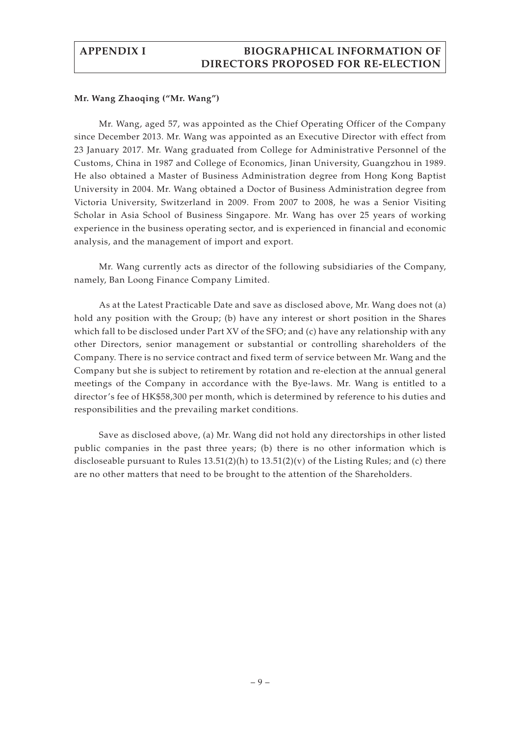**Mr. Wang Zhaoqing ("Mr. Wang")**

Mr. Wang, aged 57, was appointed as the Chief Operating Officer of the Company since December 2013. Mr. Wang was appointed as an Executive Director with effect from 23 January 2017. Mr. Wang graduated from College for Administrative Personnel of the Customs, China in 1987 and College of Economics, Jinan University, Guangzhou in 1989. He also obtained a Master of Business Administration degree from Hong Kong Baptist University in 2004. Mr. Wang obtained a Doctor of Business Administration degree from Victoria University, Switzerland in 2009. From 2007 to 2008, he was a Senior Visiting Scholar in Asia School of Business Singapore. Mr. Wang has over 25 years of working experience in the business operating sector, and is experienced in financial and economic analysis, and the management of import and export.

Mr. Wang currently acts as director of the following subsidiaries of the Company, namely, Ban Loong Finance Company Limited.

As at the Latest Practicable Date and save as disclosed above, Mr. Wang does not (a) hold any position with the Group; (b) have any interest or short position in the Shares which fall to be disclosed under Part XV of the SFO; and (c) have any relationship with any other Directors, senior management or substantial or controlling shareholders of the Company. There is no service contract and fixed term of service between Mr. Wang and the Company but she is subject to retirement by rotation and re-election at the annual general meetings of the Company in accordance with the Bye-laws. Mr. Wang is entitled to a director's fee of HK$58,300 per month, which is determined by reference to his duties and responsibilities and the prevailing market conditions.

Save as disclosed above, (a) Mr. Wang did not hold any directorships in other listed public companies in the past three years; (b) there is no other information which is discloseable pursuant to Rules 13.51(2)(h) to 13.51(2)(v) of the Listing Rules; and (c) there are no other matters that need to be brought to the attention of the Shareholders.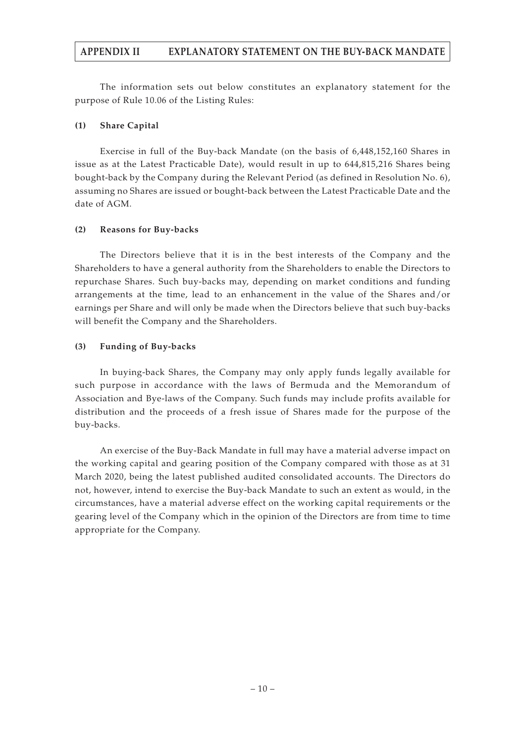# APPENDIX II EXPLANATORY STATEMENT ON THE BUY-BACK MANDATE

The information sets out below constitutes an explanatory statement for the purpose of Rule 10.06 of the Listing Rules:

**(1) Share Capital**

Exercise in full of the Buy-back Mandate (on the basis of 6,448,152,160 Shares in issue as at the Latest Practicable Date), would result in up to 644,815,216 Shares being bought-back by the Company during the Relevant Period (as defined in Resolution No. 6), assuming no Shares are issued or bought-back between the Latest Practicable Date and the date of AGM.

**(2) Reasons for Buy-backs**

The Directors believe that it is in the best interests of the Company and the Shareholders to have a general authority from the Shareholders to enable the Directors to repurchase Shares. Such buy-backs may, depending on market conditions and funding arrangements at the time, lead to an enhancement in the value of the Shares and/or earnings per Share and will only be made when the Directors believe that such buy-backs will benefit the Company and the Shareholders.

**(3) Funding of Buy-backs**

In buying-back Shares, the Company may only apply funds legally available for such purpose in accordance with the laws of Bermuda and the Memorandum of Association and Bye-laws of the Company. Such funds may include profits available for distribution and the proceeds of a fresh issue of Shares made for the purpose of the buy-backs.

An exercise of the Buy-Back Mandate in full may have a material adverse impact on the working capital and gearing position of the Company compared with those as at 31 March 2020, being the latest published audited consolidated accounts. The Directors do not, however, intend to exercise the Buy-back Mandate to such an extent as would, in the circumstances, have a material adverse effect on the working capital requirements or the gearing level of the Company which in the opinion of the Directors are from time to time appropriate for the Company.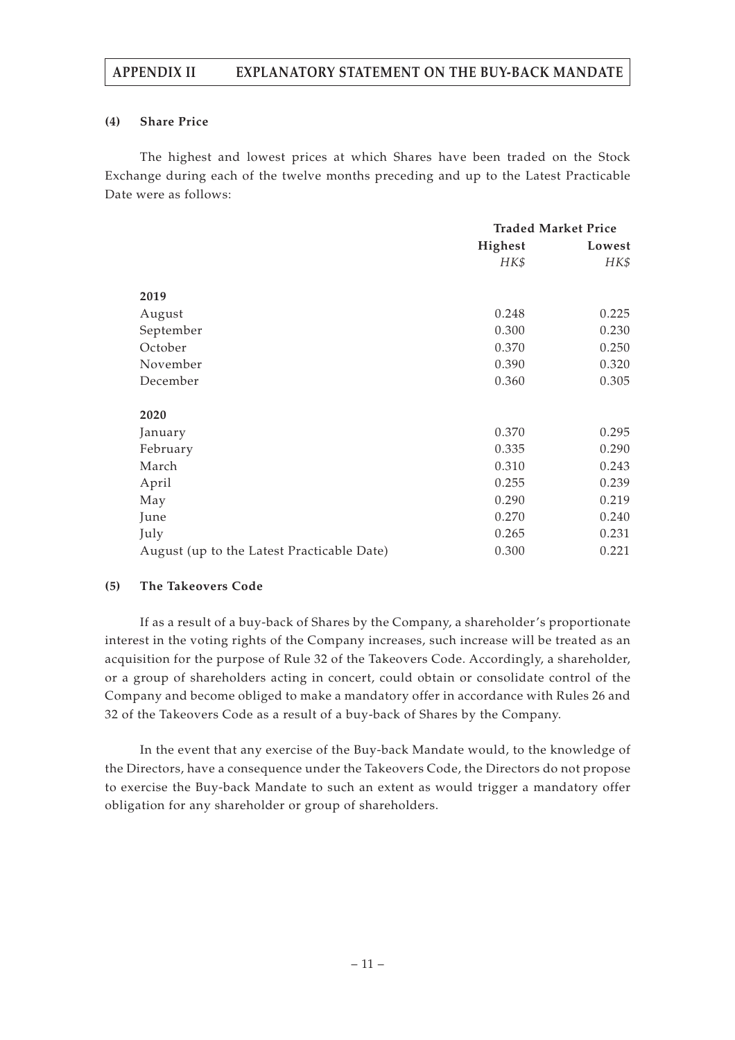**(4) Share Price**

The highest and lowest prices at which Shares have been traded on the Stock Exchange during each of the twelve months preceding and up to the Latest Practicable Date were as follows:

| | Traded Market Price | |
|---|---|---|
| | **Highest** | **Lowest** |
| | *HK$* | *HK$* |
| **2019** | | |
| August | 0.248 | 0.225 |
| September | 0.300 | 0.230 |
| October | 0.370 | 0.250 |
| November | 0.390 | 0.320 |
| December | 0.360 | 0.305 |
| **2020** | | |
| January | 0.370 | 0.295 |
| February | 0.335 | 0.290 |
| March | 0.310 | 0.243 |
| April | 0.255 | 0.239 |
| May | 0.290 | 0.219 |
| June | 0.270 | 0.240 |
| July | 0.265 | 0.231 |
| August (up to the Latest Practicable Date) | 0.300 | 0.221 |

**(5) The Takeovers Code**

If as a result of a buy-back of Shares by the Company, a shareholder's proportionate interest in the voting rights of the Company increases, such increase will be treated as an acquisition for the purpose of Rule 32 of the Takeovers Code. Accordingly, a shareholder, or a group of shareholders acting in concert, could obtain or consolidate control of the Company and become obliged to make a mandatory offer in accordance with Rules 26 and 32 of the Takeovers Code as a result of a buy-back of Shares by the Company.

In the event that any exercise of the Buy-back Mandate would, to the knowledge of the Directors, have a consequence under the Takeovers Code, the Directors do not propose to exercise the Buy-back Mandate to such an extent as would trigger a mandatory offer obligation for any shareholder or group of shareholders.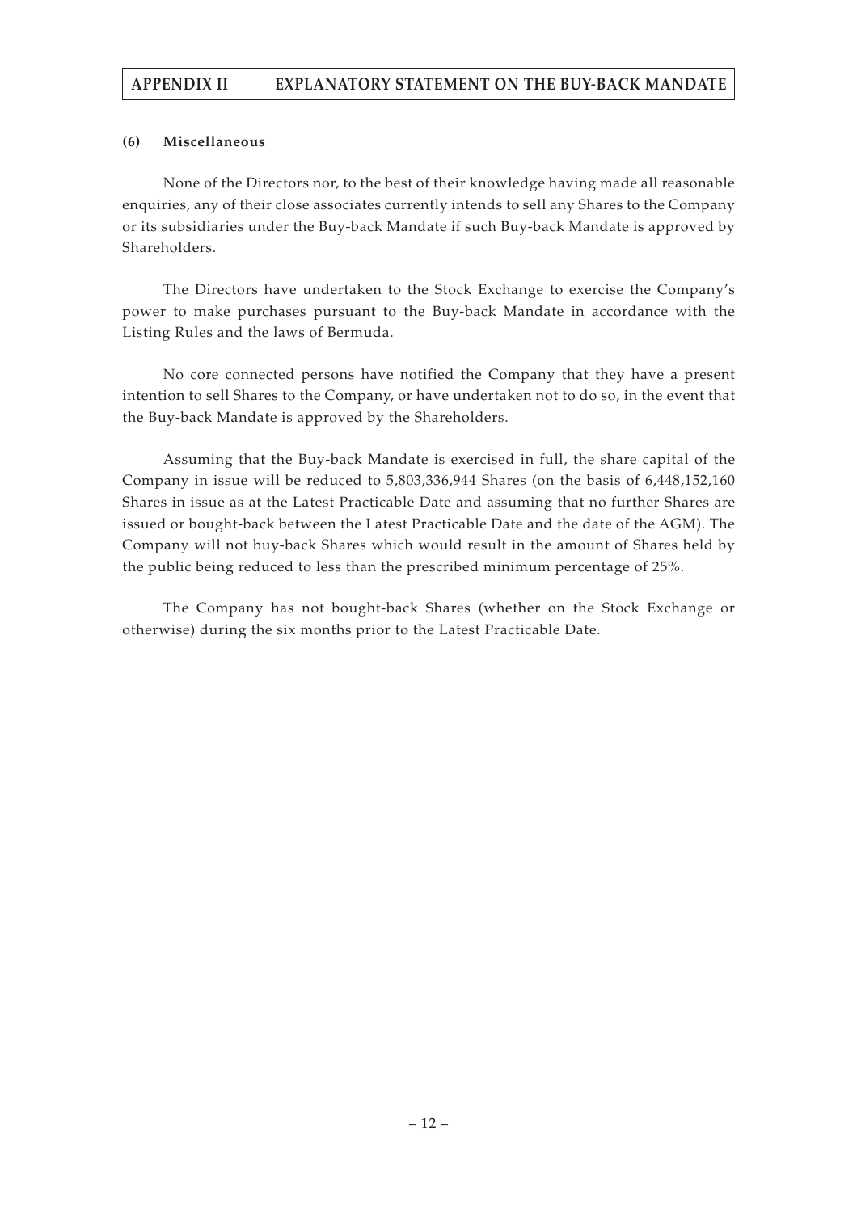#### (6) Miscellaneous

None of the Directors nor, to the best of their knowledge having made all reasonable enquiries, any of their close associates currently intends to sell any Shares to the Company or its subsidiaries under the Buy-back Mandate if such Buy-back Mandate is approved by Shareholders.

The Directors have undertaken to the Stock Exchange to exercise the Company's power to make purchases pursuant to the Buy-back Mandate in accordance with the Listing Rules and the laws of Bermuda.

No core connected persons have notified the Company that they have a present intention to sell Shares to the Company, or have undertaken not to do so, in the event that the Buy-back Mandate is approved by the Shareholders.

Assuming that the Buy-back Mandate is exercised in full, the share capital of the Company in issue will be reduced to 5,803,336,944 Shares (on the basis of 6,448,152,160 Shares in issue as at the Latest Practicable Date and assuming that no further Shares are issued or bought-back between the Latest Practicable Date and the date of the AGM). The Company will not buy-back Shares which would result in the amount of Shares held by the public being reduced to less than the prescribed minimum percentage of 25%.

The Company has not bought-back Shares (whether on the Stock Exchange or otherwise) during the six months prior to the Latest Practicable Date.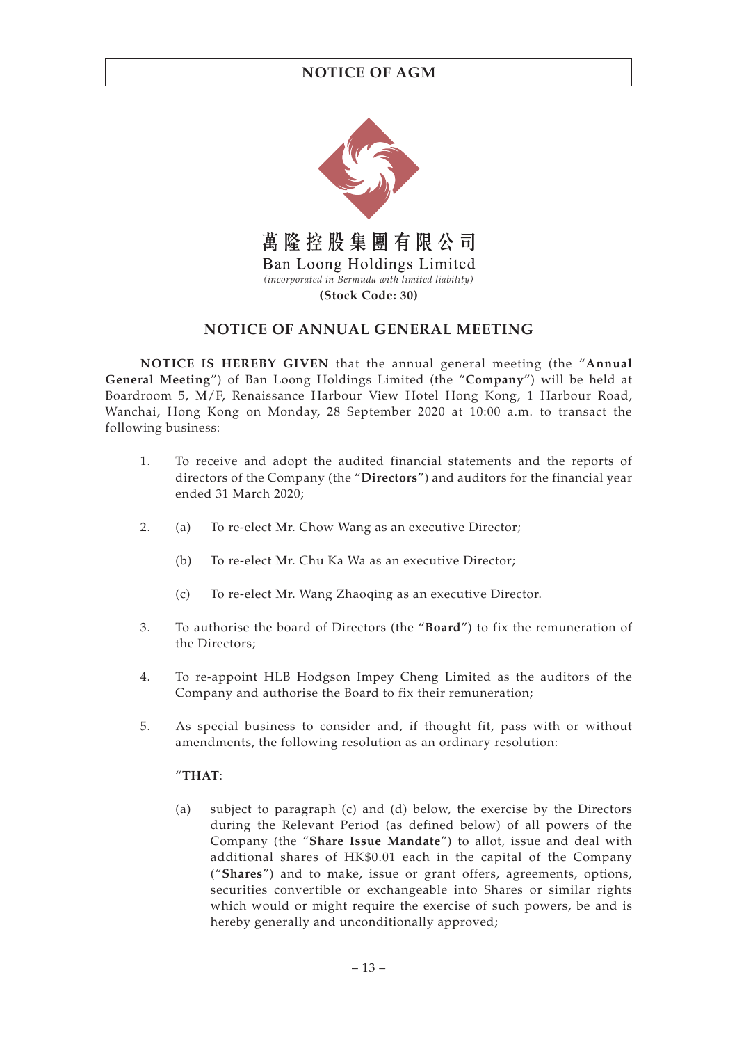萬隆控股集團有限公司

Ban Loong Holdings Limited

*(incorporated in Bermuda with limited liability)*

**(Stock Code: 30)**

## NOTICE OF ANNUAL GENERAL MEETING

**NOTICE IS HEREBY GIVEN** that the annual general meeting (the "**Annual General Meeting**") of Ban Loong Holdings Limited (the "**Company**") will be held at Boardroom 5, M/F, Renaissance Harbour View Hotel Hong Kong, 1 Harbour Road, Wanchai, Hong Kong on Monday, 28 September 2020 at 10:00 a.m. to transact the following business:

1. To receive and adopt the audited financial statements and the reports of directors of the Company (the "**Directors**") and auditors for the financial year ended 31 March 2020;

2. (a) To re-elect Mr. Chow Wang as an executive Director;

   (b) To re-elect Mr. Chu Ka Wa as an executive Director;

   (c) To re-elect Mr. Wang Zhaoqing as an executive Director.

3. To authorise the board of Directors (the "**Board**") to fix the remuneration of the Directors;

4. To re-appoint HLB Hodgson Impey Cheng Limited as the auditors of the Company and authorise the Board to fix their remuneration;

5. As special business to consider and, if thought fit, pass with or without amendments, the following resolution as an ordinary resolution:

   "**THAT**:

   (a) subject to paragraph (c) and (d) below, the exercise by the Directors during the Relevant Period (as defined below) of all powers of the Company (the "**Share Issue Mandate**") to allot, issue and deal with additional shares of HK$0.01 each in the capital of the Company ("**Shares**") and to make, issue or grant offers, agreements, options, securities convertible or exchangeable into Shares or similar rights which would or might require the exercise of such powers, be and is hereby generally and unconditionally approved;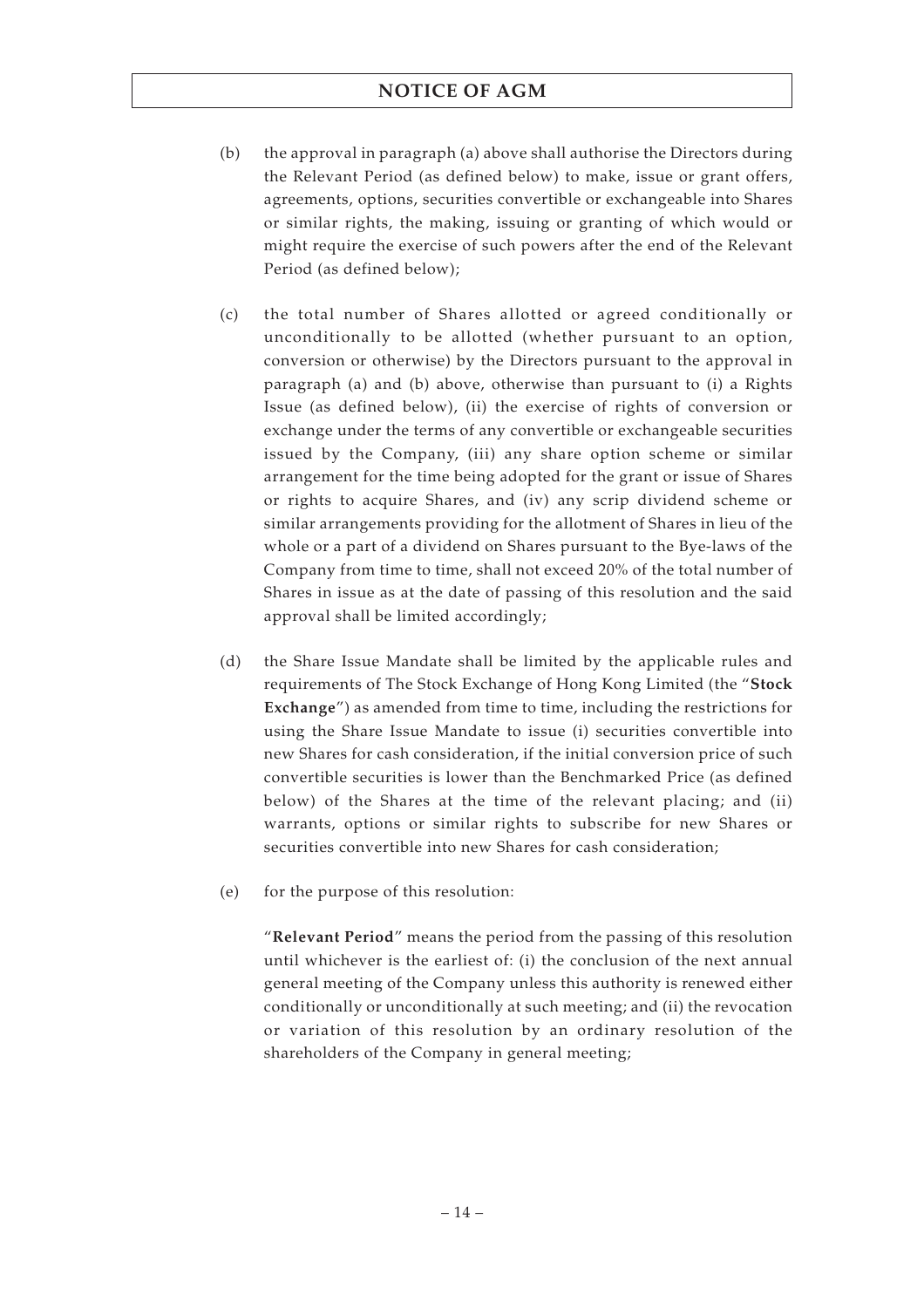(b) the approval in paragraph (a) above shall authorise the Directors during the Relevant Period (as defined below) to make, issue or grant offers, agreements, options, securities convertible or exchangeable into Shares or similar rights, the making, issuing or granting of which would or might require the exercise of such powers after the end of the Relevant Period (as defined below);

(c) the total number of Shares allotted or agreed conditionally or unconditionally to be allotted (whether pursuant to an option, conversion or otherwise) by the Directors pursuant to the approval in paragraph (a) and (b) above, otherwise than pursuant to (i) a Rights Issue (as defined below), (ii) the exercise of rights of conversion or exchange under the terms of any convertible or exchangeable securities issued by the Company, (iii) any share option scheme or similar arrangement for the time being adopted for the grant or issue of Shares or rights to acquire Shares, and (iv) any scrip dividend scheme or similar arrangements providing for the allotment of Shares in lieu of the whole or a part of a dividend on Shares pursuant to the Bye-laws of the Company from time to time, shall not exceed 20% of the total number of Shares in issue as at the date of passing of this resolution and the said approval shall be limited accordingly;

(d) the Share Issue Mandate shall be limited by the applicable rules and requirements of The Stock Exchange of Hong Kong Limited (the "**Stock Exchange**") as amended from time to time, including the restrictions for using the Share Issue Mandate to issue (i) securities convertible into new Shares for cash consideration, if the initial conversion price of such convertible securities is lower than the Benchmarked Price (as defined below) of the Shares at the time of the relevant placing; and (ii) warrants, options or similar rights to subscribe for new Shares or securities convertible into new Shares for cash consideration;

(e) for the purpose of this resolution:

"**Relevant Period**" means the period from the passing of this resolution until whichever is the earliest of: (i) the conclusion of the next annual general meeting of the Company unless this authority is renewed either conditionally or unconditionally at such meeting; and (ii) the revocation or variation of this resolution by an ordinary resolution of the shareholders of the Company in general meeting;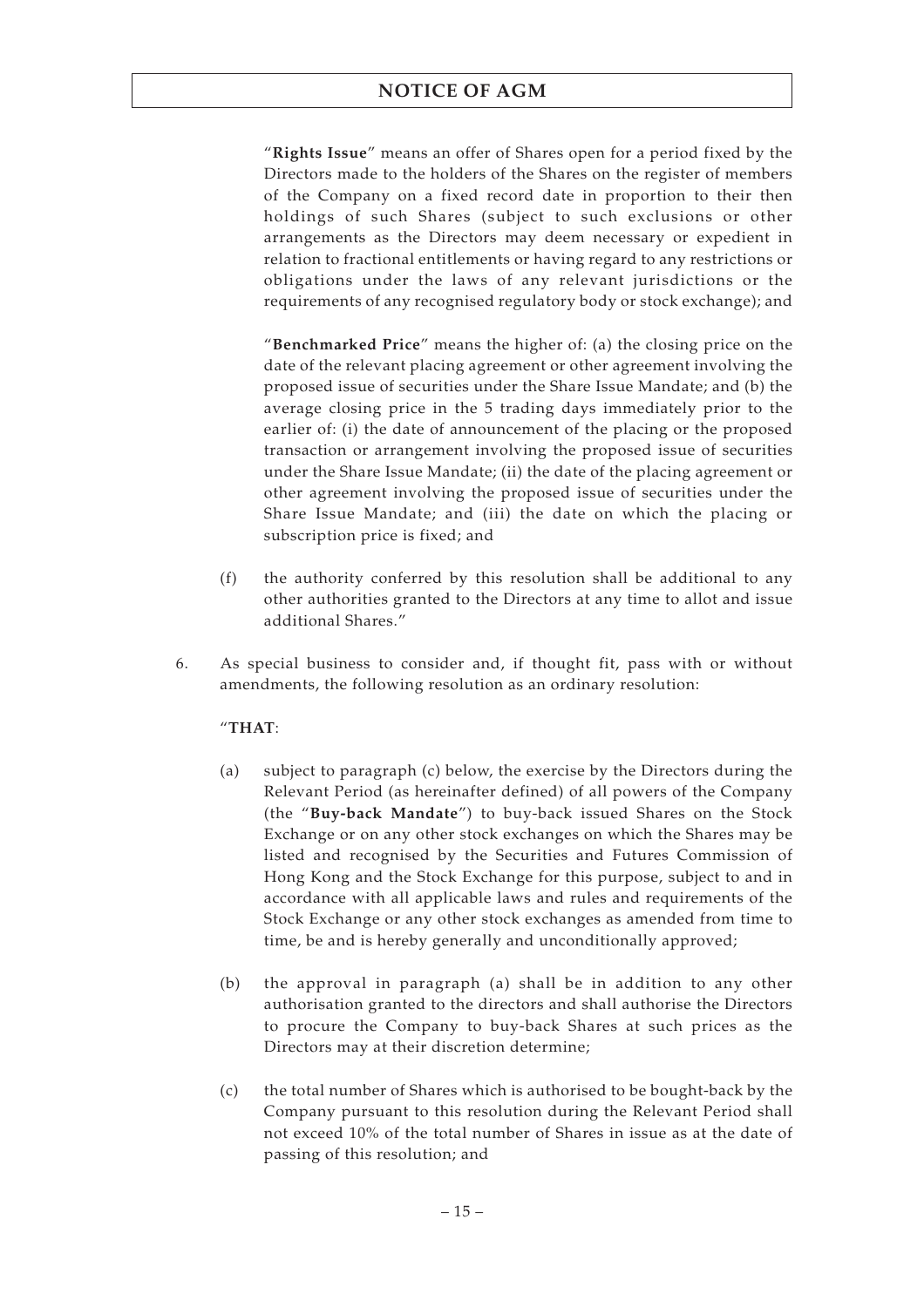"**Rights Issue**" means an offer of Shares open for a period fixed by the Directors made to the holders of the Shares on the register of members of the Company on a fixed record date in proportion to their then holdings of such Shares (subject to such exclusions or other arrangements as the Directors may deem necessary or expedient in relation to fractional entitlements or having regard to any restrictions or obligations under the laws of any relevant jurisdictions or the requirements of any recognised regulatory body or stock exchange); and

"**Benchmarked Price**" means the higher of: (a) the closing price on the date of the relevant placing agreement or other agreement involving the proposed issue of securities under the Share Issue Mandate; and (b) the average closing price in the 5 trading days immediately prior to the earlier of: (i) the date of announcement of the placing or the proposed transaction or arrangement involving the proposed issue of securities under the Share Issue Mandate; (ii) the date of the placing agreement or other agreement involving the proposed issue of securities under the Share Issue Mandate; and (iii) the date on which the placing or subscription price is fixed; and

(f) the authority conferred by this resolution shall be additional to any other authorities granted to the Directors at any time to allot and issue additional Shares."

6. As special business to consider and, if thought fit, pass with or without amendments, the following resolution as an ordinary resolution:

"**THAT**:

(a) subject to paragraph (c) below, the exercise by the Directors during the Relevant Period (as hereinafter defined) of all powers of the Company (the "**Buy-back Mandate**") to buy-back issued Shares on the Stock Exchange or on any other stock exchanges on which the Shares may be listed and recognised by the Securities and Futures Commission of Hong Kong and the Stock Exchange for this purpose, subject to and in accordance with all applicable laws and rules and requirements of the Stock Exchange or any other stock exchanges as amended from time to time, be and is hereby generally and unconditionally approved;

(b) the approval in paragraph (a) shall be in addition to any other authorisation granted to the directors and shall authorise the Directors to procure the Company to buy-back Shares at such prices as the Directors may at their discretion determine;

(c) the total number of Shares which is authorised to be bought-back by the Company pursuant to this resolution during the Relevant Period shall not exceed 10% of the total number of Shares in issue as at the date of passing of this resolution; and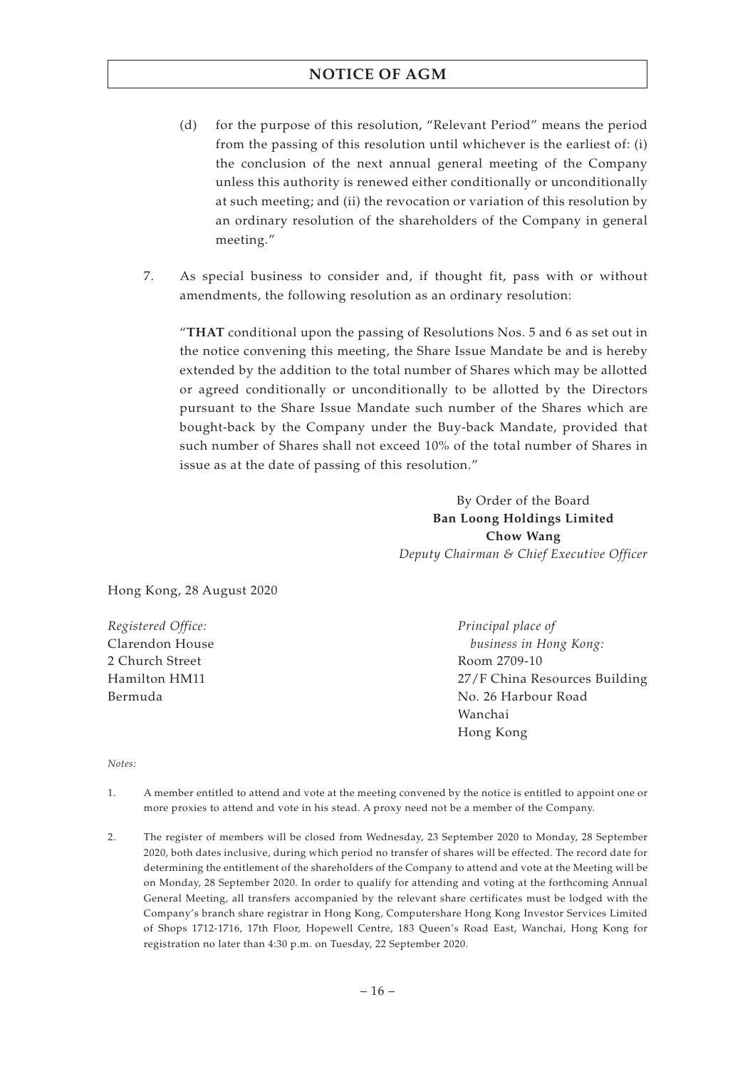(d) for the purpose of this resolution, "Relevant Period" means the period from the passing of this resolution until whichever is the earliest of: (i) the conclusion of the next annual general meeting of the Company unless this authority is renewed either conditionally or unconditionally at such meeting; and (ii) the revocation or variation of this resolution by an ordinary resolution of the shareholders of the Company in general meeting."

7. As special business to consider and, if thought fit, pass with or without amendments, the following resolution as an ordinary resolution:

"**THAT** conditional upon the passing of Resolutions Nos. 5 and 6 as set out in the notice convening this meeting, the Share Issue Mandate be and is hereby extended by the addition to the total number of Shares which may be allotted or agreed conditionally or unconditionally to be allotted by the Directors pursuant to the Share Issue Mandate such number of the Shares which are bought-back by the Company under the Buy-back Mandate, provided that such number of Shares shall not exceed 10% of the total number of Shares in issue as at the date of passing of this resolution."

By Order of the Board
**Ban Loong Holdings Limited**
**Chow Wang**
*Deputy Chairman & Chief Executive Officer*

Hong Kong, 28 August 2020

*Registered Office:*
Clarendon House
2 Church Street
Hamilton HM11
Bermuda

*Principal place of business in Hong Kong:*
Room 2709-10
27/F China Resources Building
No. 26 Harbour Road
Wanchai
Hong Kong

*Notes:*

1. A member entitled to attend and vote at the meeting convened by the notice is entitled to appoint one or more proxies to attend and vote in his stead. A proxy need not be a member of the Company.

2. The register of members will be closed from Wednesday, 23 September 2020 to Monday, 28 September 2020, both dates inclusive, during which period no transfer of shares will be effected. The record date for determining the entitlement of the shareholders of the Company to attend and vote at the Meeting will be on Monday, 28 September 2020. In order to qualify for attending and voting at the forthcoming Annual General Meeting, all transfers accompanied by the relevant share certificates must be lodged with the Company's branch share registrar in Hong Kong, Computershare Hong Kong Investor Services Limited of Shops 1712-1716, 17th Floor, Hopewell Centre, 183 Queen's Road East, Wanchai, Hong Kong for registration no later than 4:30 p.m. on Tuesday, 22 September 2020.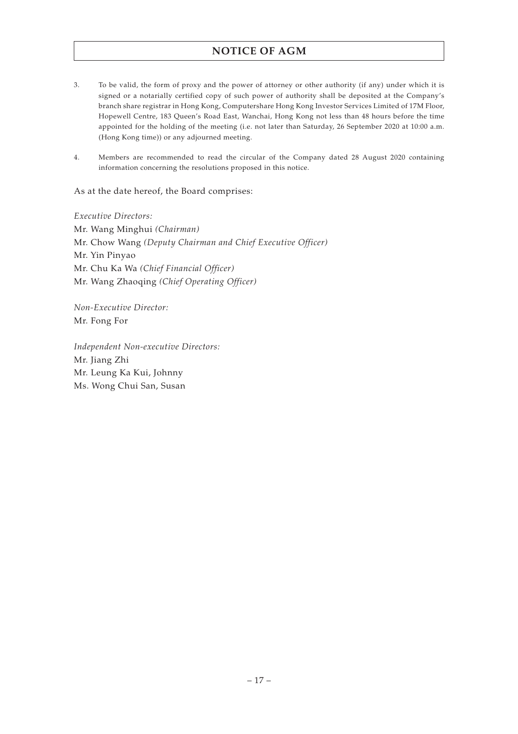3. To be valid, the form of proxy and the power of attorney or other authority (if any) under which it is signed or a notarially certified copy of such power of authority shall be deposited at the Company's branch share registrar in Hong Kong, Computershare Hong Kong Investor Services Limited of 17M Floor, Hopewell Centre, 183 Queen's Road East, Wanchai, Hong Kong not less than 48 hours before the time appointed for the holding of the meeting (i.e. not later than Saturday, 26 September 2020 at 10:00 a.m. (Hong Kong time)) or any adjourned meeting.

4. Members are recommended to read the circular of the Company dated 28 August 2020 containing information concerning the resolutions proposed in this notice.

As at the date hereof, the Board comprises:

*Executive Directors:*
Mr. Wang Minghui *(Chairman)*
Mr. Chow Wang *(Deputy Chairman and Chief Executive Officer)*
Mr. Yin Pinyao
Mr. Chu Ka Wa *(Chief Financial Officer)*
Mr. Wang Zhaoqing *(Chief Operating Officer)*

*Non-Executive Director:*
Mr. Fong For

*Independent Non-executive Directors:*
Mr. Jiang Zhi
Mr. Leung Ka Kui, Johnny
Ms. Wong Chui San, Susan